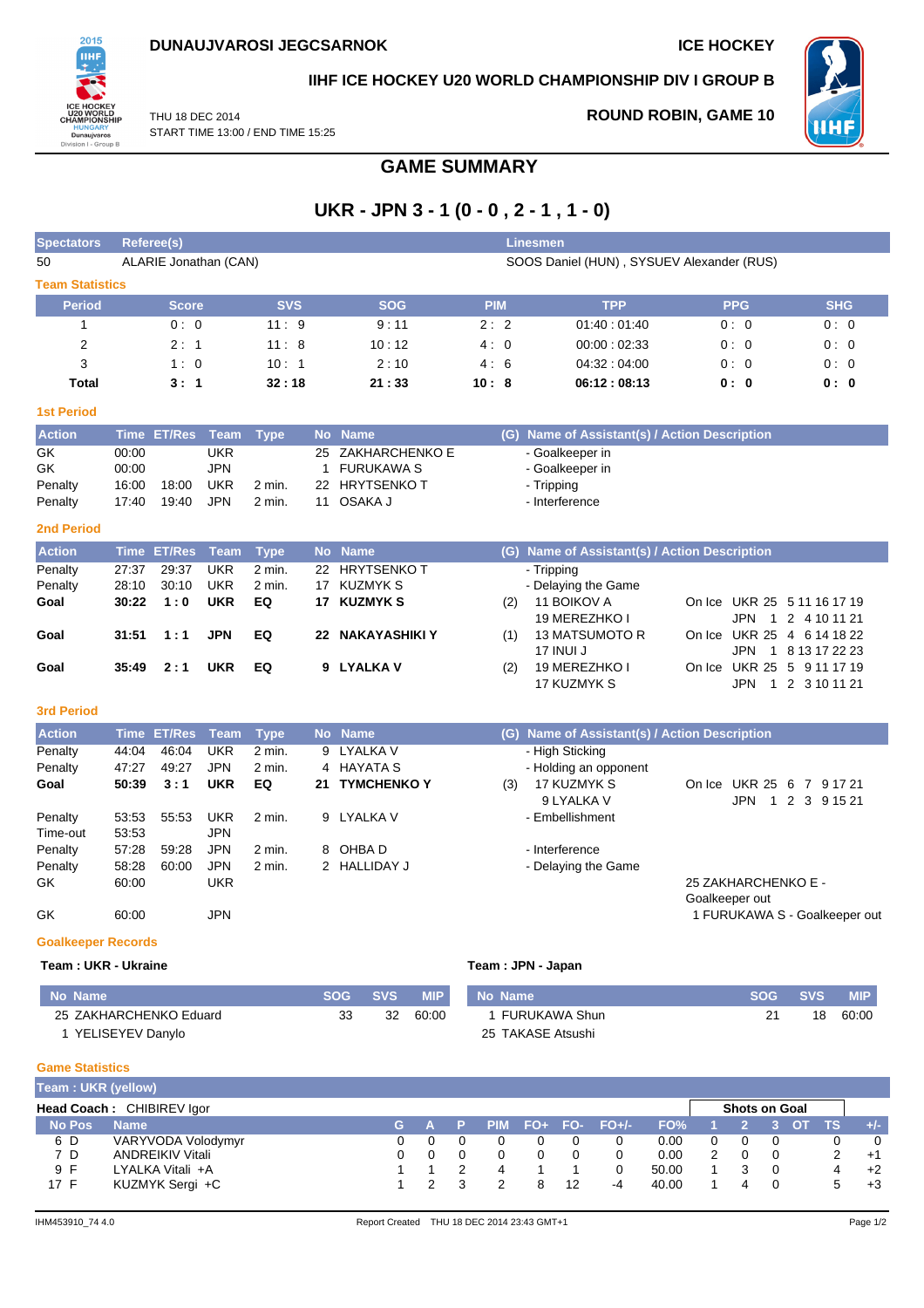**DUNAUJVAROSI JEGCSARNOK** **ICE HOCKEY**

**IIHF ICE HOCKEY U20 WORLD CHAMPIONSHIP DIV I GROUP B**

THU 18 DEC 2014
START TIME 13:00 / END TIME 15:25

**ROUND ROBIN, GAME 10**

# GAME SUMMARY

## UKR - JPN 3 - 1 (0 - 0 , 2 - 1 , 1 - 0)

| Spectators | Referee(s) | Linesmen |
|---|---|---|
| 50 | ALARIE Jonathan (CAN) | SOOS Daniel (HUN) , SYSUEV Alexander (RUS) |

### Team Statistics

| Period | Score | SVS | SOG | PIM | TPP | PPG | SHG |
|---|---|---|---|---|---|---|---|
| 1 | 0 : 0 | 11 : 9 | 9 : 11 | 2 : 2 | 01:40 : 01:40 | 0 : 0 | 0 : 0 |
| 2 | 2 : 1 | 11 : 8 | 10 : 12 | 4 : 0 | 00:00 : 02:33 | 0 : 0 | 0 : 0 |
| 3 | 1 : 0 | 10 : 1 | 2 : 10 | 4 : 6 | 04:32 : 04:00 | 0 : 0 | 0 : 0 |
| **Total** | **3 : 1** | **32 : 18** | **21 : 33** | **10 : 8** | **06:12 : 08:13** | **0 : 0** | **0 : 0** |

### 1st Period

| Action | Time | ET/Res | Team | Type | No | Name | (G) | Name of Assistant(s) / Action Description | |
|---|---|---|---|---|---|---|---|---|---|
| GK | 00:00 | | UKR | | 25 | ZAKHARCHENKO E | | - Goalkeeper in | |
| GK | 00:00 | | JPN | | 1 | FURUKAWA S | | - Goalkeeper in | |
| Penalty | 16:00 | 18:00 | UKR | 2 min. | 22 | HRYTSENKO T | | - Tripping | |
| Penalty | 17:40 | 19:40 | JPN | 2 min. | 11 | OSAKA J | | - Interference | |

### 2nd Period

| Action | Time | ET/Res | Team | Type | No | Name | (G) | Name of Assistant(s) / Action Description | |
|---|---|---|---|---|---|---|---|---|---|
| Penalty | 27:37 | 29:37 | UKR | 2 min. | 22 | HRYTSENKO T | | - Tripping | |
| Penalty | 28:10 | 30:10 | UKR | 2 min. | 17 | KUZMYK S | | - Delaying the Game | |
| **Goal** | **30:22** | **1 : 0** | **UKR** | **EQ** | **17** | **KUZMYK S** | (2) | 11 BOIKOV A<br>19 MEREZHKO I | On Ice UKR 25 5 11 16 17 19<br>JPN 1 2 4 10 11 21 |
| **Goal** | **31:51** | **1 : 1** | **JPN** | **EQ** | **22** | **NAKAYASHIKI Y** | (1) | 13 MATSUMOTO R<br>17 INUI J | On Ice UKR 25 4 6 14 18 22<br>JPN 1 8 13 17 22 23 |
| **Goal** | **35:49** | **2 : 1** | **UKR** | **EQ** | **9** | **LYALKA V** | (2) | 19 MEREZHKO I<br>17 KUZMYK S | On Ice UKR 25 5 9 11 17 19<br>JPN 1 2 3 10 11 21 |

### 3rd Period

| Action | Time | ET/Res | Team | Type | No | Name | (G) | Name of Assistant(s) / Action Description | |
|---|---|---|---|---|---|---|---|---|---|
| Penalty | 44:04 | 46:04 | UKR | 2 min. | 9 | LYALKA V | | - High Sticking | |
| Penalty | 47:27 | 49:27 | JPN | 2 min. | 4 | HAYATA S | | - Holding an opponent | |
| **Goal** | **50:39** | **3 : 1** | **UKR** | **EQ** | **21** | **TYMCHENKO Y** | (3) | 17 KUZMYK S<br>9 LYALKA V | On Ice UKR 25 6 7 9 17 21<br>JPN 1 2 3 9 15 21 |
| Penalty | 53:53 | 55:53 | UKR | 2 min. | 9 | LYALKA V | | - Embellishment | |
| Time-out | 53:53 | | JPN | | | | | | |
| Penalty | 57:28 | 59:28 | JPN | 2 min. | 8 | OHBA D | | - Interference | |
| Penalty | 58:28 | 60:00 | JPN | 2 min. | 2 | HALLIDAY J | | - Delaying the Game | |
| GK | 60:00 | | UKR | | | | | | 25 ZAKHARCHENKO E - Goalkeeper out |
| GK | 60:00 | | JPN | | | | | | 1 FURUKAWA S - Goalkeeper out |

### Goalkeeper Records

**Team : UKR - Ukraine**

| No | Name | SOG | SVS | MIP |
|---|---|---|---|---|
| 25 | ZAKHARCHENKO Eduard | 33 | 32 | 60:00 |
| 1 | YELISEYEV Danylo | | | |

**Team : JPN - Japan**

| No | Name | SOG | SVS | MIP |
|---|---|---|---|---|
| 1 | FURUKAWA Shun | 21 | 18 | 60:00 |
| 25 | TAKASE Atsushi | | | |

### Game Statistics

**Team : UKR (yellow)**

**Head Coach :** CHIBIREV Igor

| No | Pos | Name | G | A | P | PIM | FO+ | FO- | FO+/- | FO% | 1 | 2 | 3 | OT | TS | +/- |
|---|---|---|---|---|---|---|---|---|---|---|---|---|---|---|---|---|
| | | | | | | | | | | | Shots on Goal | | | | | |
| 6 | D | VARYVODA Volodymyr | 0 | 0 | 0 | 0 | 0 | 0 | 0 | 0.00 | 0 | 0 | 0 | | 0 | 0 |
| 7 | D | ANDREIKIV Vitali | 0 | 0 | 0 | 0 | 0 | 0 | 0 | 0.00 | 2 | 0 | 0 | | 2 | +1 |
| 9 | F | LYALKA Vitali +A | 1 | 1 | 2 | 4 | 1 | 1 | 0 | 50.00 | 1 | 3 | 0 | | 4 | +2 |
| 17 | F | KUZMYK Sergi +C | 1 | 2 | 3 | 2 | 8 | 12 | -4 | 40.00 | 1 | 4 | 0 | | 5 | +3 |

IHM453910_74 4.0 Report Created THU 18 DEC 2014 23:43 GMT+1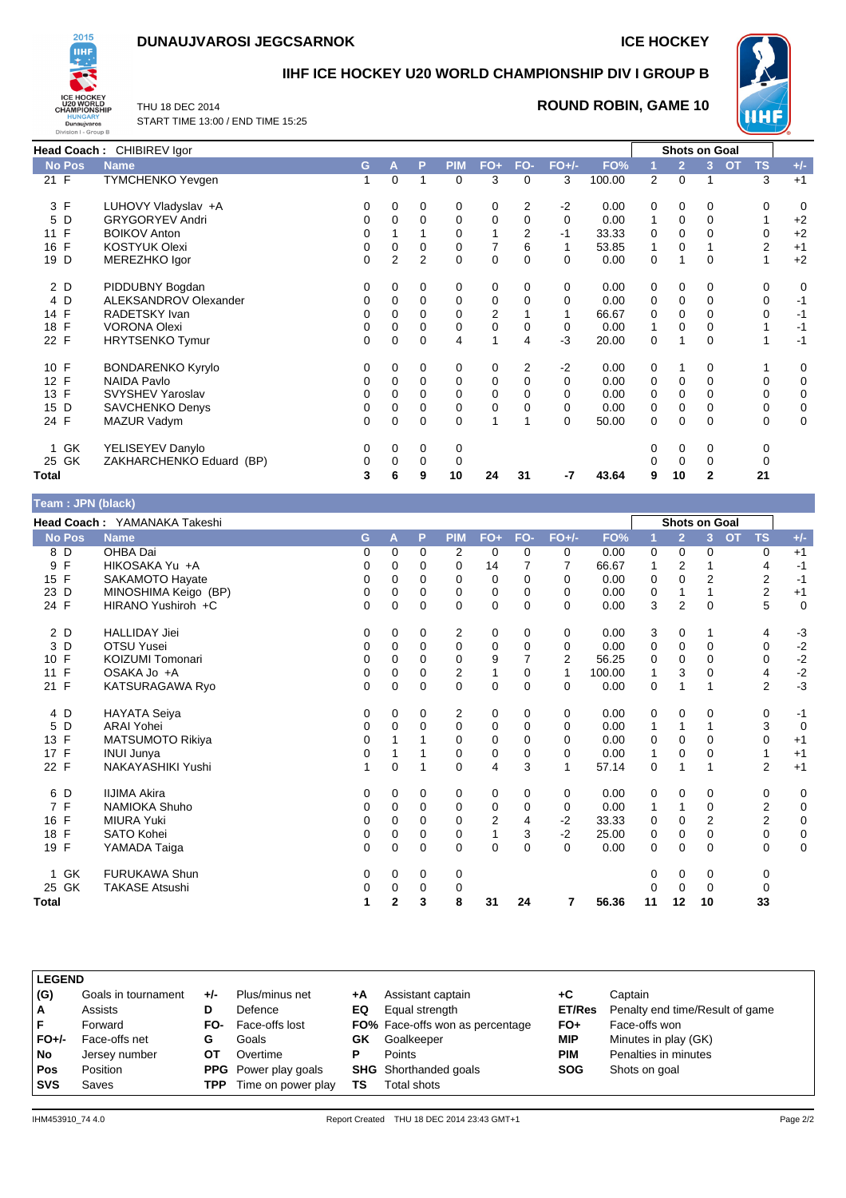**DUNAUJVAROSI JEGCSARNOK** | **ICE HOCKEY**

## IIHF ICE HOCKEY U20 WORLD CHAMPIONSHIP DIV I GROUP B

THU 18 DEC 2014
START TIME 13:00 / END TIME 15:25

**ROUND ROBIN, GAME 10**

**Head Coach :** CHIBIREV Igor

| No | Pos | Name | G | A | P | PIM | FO+ | FO- | FO+/- | FO% | Shots on Goal 1 | 2 | 3 | OT | TS | +/- |
|---|---|---|---|---|---|---|---|---|---|---|---|---|---|---|---|---|
| 21 | F | TYMCHENKO Yevgen | 1 | 0 | 1 | 0 | 3 | 0 | 3 | 100.00 | 2 | 0 | 1 | | 3 | +1 |
| 3 | F | LUHOVY Vladyslav +A | 0 | 0 | 0 | 0 | 0 | 2 | -2 | 0.00 | 0 | 0 | 0 | | 0 | 0 |
| 5 | D | GRYGORYEV Andri | 0 | 0 | 0 | 0 | 0 | 0 | 0 | 0.00 | 1 | 0 | 0 | | 1 | +2 |
| 11 | F | BOIKOV Anton | 0 | 1 | 1 | 0 | 1 | 2 | -1 | 33.33 | 0 | 0 | 0 | | 0 | +2 |
| 16 | F | KOSTYUK Olexi | 0 | 0 | 0 | 0 | 7 | 6 | 1 | 53.85 | 1 | 0 | 1 | | 2 | +1 |
| 19 | D | MEREZHKO Igor | 0 | 2 | 2 | 0 | 0 | 0 | 0 | 0.00 | 0 | 1 | 0 | | 1 | +2 |
| 2 | D | PIDDUBNY Bogdan | 0 | 0 | 0 | 0 | 0 | 0 | 0 | 0.00 | 0 | 0 | 0 | | 0 | 0 |
| 4 | D | ALEKSANDROV Olexander | 0 | 0 | 0 | 0 | 0 | 0 | 0 | 0.00 | 0 | 0 | 0 | | 0 | -1 |
| 14 | F | RADETSKY Ivan | 0 | 0 | 0 | 0 | 2 | 1 | 1 | 66.67 | 0 | 0 | 0 | | 0 | -1 |
| 18 | F | VORONA Olexi | 0 | 0 | 0 | 0 | 0 | 0 | 0 | 0.00 | 1 | 0 | 0 | | 1 | -1 |
| 22 | F | HRYTSENKO Tymur | 0 | 0 | 0 | 4 | 1 | 4 | -3 | 20.00 | 0 | 1 | 0 | | 1 | -1 |
| 10 | F | BONDARENKO Kyrylo | 0 | 0 | 0 | 0 | 0 | 2 | -2 | 0.00 | 0 | 1 | 0 | | 1 | 0 |
| 12 | F | NAIDA Pavlo | 0 | 0 | 0 | 0 | 0 | 0 | 0 | 0.00 | 0 | 0 | 0 | | 0 | 0 |
| 13 | F | SVYSHEV Yaroslav | 0 | 0 | 0 | 0 | 0 | 0 | 0 | 0.00 | 0 | 0 | 0 | | 0 | 0 |
| 15 | D | SAVCHENKO Denys | 0 | 0 | 0 | 0 | 0 | 0 | 0 | 0.00 | 0 | 0 | 0 | | 0 | 0 |
| 24 | F | MAZUR Vadym | 0 | 0 | 0 | 0 | 1 | 1 | 0 | 50.00 | 0 | 0 | 0 | | 0 | 0 |
| 1 | GK | YELISEYEV Danylo | 0 | 0 | 0 | 0 | | | | | 0 | 0 | 0 | | 0 | |
| 25 | GK | ZAKHARCHENKO Eduard (BP) | 0 | 0 | 0 | 0 | | | | | 0 | 0 | 0 | | 0 | |
| **Total** | | | **3** | **6** | **9** | **10** | **24** | **31** | **-7** | **43.64** | **9** | **10** | **2** | | **21** | |

**Team : JPN (black)**

**Head Coach :** YAMANAKA Takeshi

| No | Pos | Name | G | A | P | PIM | FO+ | FO- | FO+/- | FO% | Shots on Goal 1 | 2 | 3 | OT | TS | +/- |
|---|---|---|---|---|---|---|---|---|---|---|---|---|---|---|---|---|
| 8 | D | OHBA Dai | 0 | 0 | 0 | 2 | 0 | 0 | 0 | 0.00 | 0 | 0 | 0 | | 0 | +1 |
| 9 | F | HIKOSAKA Yu +A | 0 | 0 | 0 | 0 | 14 | 7 | 7 | 66.67 | 1 | 2 | 1 | | 4 | -1 |
| 15 | F | SAKAMOTO Hayate | 0 | 0 | 0 | 0 | 0 | 0 | 0 | 0.00 | 0 | 0 | 2 | | 2 | -1 |
| 23 | D | MINOSHIMA Keigo (BP) | 0 | 0 | 0 | 0 | 0 | 0 | 0 | 0.00 | 0 | 1 | 1 | | 2 | +1 |
| 24 | F | HIRANO Yushiroh +C | 0 | 0 | 0 | 0 | 0 | 0 | 0 | 0.00 | 3 | 2 | 0 | | 5 | 0 |
| 2 | D | HALLIDAY Jiei | 0 | 0 | 0 | 2 | 0 | 0 | 0 | 0.00 | 3 | 0 | 1 | | 4 | -3 |
| 3 | D | OTSU Yusei | 0 | 0 | 0 | 0 | 0 | 0 | 0 | 0.00 | 0 | 0 | 0 | | 0 | -2 |
| 10 | F | KOIZUMI Tomonari | 0 | 0 | 0 | 0 | 9 | 7 | 2 | 56.25 | 0 | 0 | 0 | | 0 | -2 |
| 11 | F | OSAKA Jo +A | 0 | 0 | 0 | 2 | 1 | 0 | 1 | 100.00 | 1 | 3 | 0 | | 4 | -2 |
| 21 | F | KATSURAGAWA Ryo | 0 | 0 | 0 | 0 | 0 | 0 | 0 | 0.00 | 0 | 1 | 1 | | 2 | -3 |
| 4 | D | HAYATA Seiya | 0 | 0 | 0 | 2 | 0 | 0 | 0 | 0.00 | 0 | 0 | 0 | | 0 | -1 |
| 5 | D | ARAI Yohei | 0 | 0 | 0 | 0 | 0 | 0 | 0 | 0.00 | 1 | 1 | 1 | | 3 | 0 |
| 13 | F | MATSUMOTO Rikiya | 0 | 1 | 1 | 0 | 0 | 0 | 0 | 0.00 | 0 | 0 | 0 | | 0 | +1 |
| 17 | F | INUI Junya | 0 | 1 | 1 | 0 | 0 | 0 | 0 | 0.00 | 1 | 0 | 0 | | 1 | +1 |
| 22 | F | NAKAYASHIKI Yushi | 1 | 0 | 1 | 0 | 4 | 3 | 1 | 57.14 | 0 | 1 | 1 | | 2 | +1 |
| 6 | D | IIJIMA Akira | 0 | 0 | 0 | 0 | 0 | 0 | 0 | 0.00 | 0 | 0 | 0 | | 0 | 0 |
| 7 | F | NAMIOKA Shuho | 0 | 0 | 0 | 0 | 0 | 0 | 0 | 0.00 | 1 | 1 | 0 | | 2 | 0 |
| 16 | F | MIURA Yuki | 0 | 0 | 0 | 0 | 2 | 4 | -2 | 33.33 | 0 | 0 | 2 | | 2 | 0 |
| 18 | F | SATO Kohei | 0 | 0 | 0 | 0 | 1 | 3 | -2 | 25.00 | 0 | 0 | 0 | | 0 | 0 |
| 19 | F | YAMADA Taiga | 0 | 0 | 0 | 0 | 0 | 0 | 0 | 0.00 | 0 | 0 | 0 | | 0 | 0 |
| 1 | GK | FURUKAWA Shun | 0 | 0 | 0 | 0 | | | | | 0 | 0 | 0 | | 0 | |
| 25 | GK | TAKASE Atsushi | 0 | 0 | 0 | 0 | | | | | 0 | 0 | 0 | | 0 | |
| **Total** | | | **1** | **2** | **3** | **8** | **31** | **24** | **7** | **56.36** | **11** | **12** | **10** | | **33** | |

**LEGEND**

| | | | | | | | |
|---|---|---|---|---|---|---|---|
| (G) | Goals in tournament | +/- | Plus/minus net | +A | Assistant captain | +C | Captain |
| A | Assists | D | Defence | EQ | Equal strength | ET/Res | Penalty end time/Result of game |
| F | Forward | FO- | Face-offs lost | FO% | Face-offs won as percentage | FO+ | Face-offs won |
| FO+/- | Face-offs net | G | Goals | GK | Goalkeeper | MIP | Minutes in play (GK) |
| No | Jersey number | OT | Overtime | P | Points | PIM | Penalties in minutes |
| Pos | Position | PPG | Power play goals | SHG | Shorthanded goals | SOG | Shots on goal |
| SVS | Saves | TPP | Time on power play | TS | Total shots | | |

IHM453910_74 4.0 Report Created THU 18 DEC 2014 23:43 GMT+1